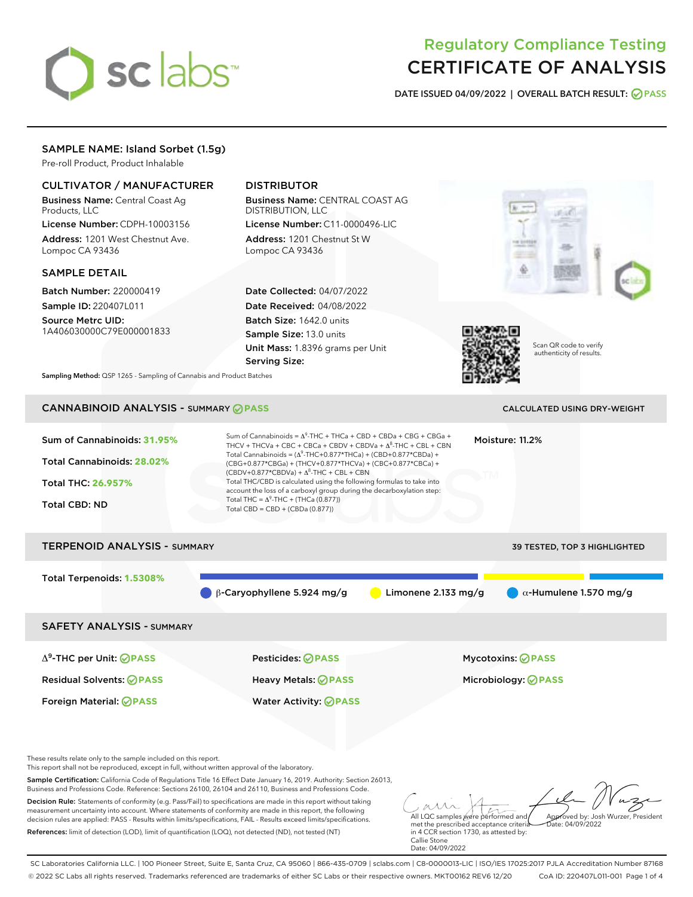# Regulatory Compliance Testing
# CERTIFICATE OF ANALYSIS

**DATE ISSUED 04/09/2022 | OVERALL BATCH RESULT: PASS**

## SAMPLE NAME: Island Sorbet (1.5g)

Pre-roll Product, Product Inhalable

### CULTIVATOR / MANUFACTURER

**Business Name:** Central Coast Ag Products, LLC
**License Number:** CDPH-10003156
**Address:** 1201 West Chestnut Ave. Lompoc CA 93436

### DISTRIBUTOR

**Business Name:** CENTRAL COAST AG DISTRIBUTION, LLC
**License Number:** C11-0000496-LIC
**Address:** 1201 Chestnut St W Lompoc CA 93436

### SAMPLE DETAIL

**Batch Number:** 220000419
**Sample ID:** 220407L011
**Source Metrc UID:** 1A406030000C79E000001833

**Date Collected:** 04/07/2022
**Date Received:** 04/08/2022
**Batch Size:** 1642.0 units
**Sample Size:** 13.0 units
**Unit Mass:** 1.8396 grams per Unit
**Serving Size:**

Scan QR code to verify authenticity of results.

**Sampling Method:** QSP 1265 - Sampling of Cannabis and Product Batches

## CANNABINOID ANALYSIS - SUMMARY PASS

CALCULATED USING DRY-WEIGHT

**Sum of Cannabinoids:** 31.95%
**Total Cannabinoids:** 28.02%
**Total THC:** 26.957%
**Total CBD:** ND

Sum of Cannabinoids = $\Delta^9$-THC + THCa + CBD + CBDa + CBG + CBGa + THCV + THCVa + CBC + CBCa + CBDV + CBDVa + $\Delta^8$-THC + CBL + CBN
Total Cannabinoids = ($\Delta^9$-THC+0.877\*THCa) + (CBD+0.877\*CBDa) + (CBG+0.877\*CBGa) + (THCV+0.877\*THCVa) + (CBC+0.877\*CBCa) + (CBDV+0.877\*CBDVa) + $\Delta^8$-THC + CBL + CBN
Total THC/CBD is calculated using the following formulas to take into account the loss of a carboxyl group during the decarboxylation step:
Total THC = $\Delta^9$-THC + (THCa (0.877))
Total CBD = CBD + (CBDa (0.877))

**Moisture:** 11.2%

## TERPENOID ANALYSIS - SUMMARY

39 TESTED, TOP 3 HIGHLIGHTED

**Total Terpenoids:** 1.5308%

β-Caryophyllene 5.924 mg/g | Limonene 2.133 mg/g | α-Humulene 1.570 mg/g

## SAFETY ANALYSIS - SUMMARY

| | | |
|---|---|---|
| $\Delta^9$-THC per Unit: PASS | Pesticides: PASS | Mycotoxins: PASS |
| Residual Solvents: PASS | Heavy Metals: PASS | Microbiology: PASS |
| Foreign Material: PASS | Water Activity: PASS | |

These results relate only to the sample included on this report.
This report shall not be reproduced, except in full, without written approval of the laboratory.

**Sample Certification:** California Code of Regulations Title 16 Effect Date January 16, 2019. Authority: Section 26013, Business and Professions Code. Reference: Sections 26100, 26104 and 26110, Business and Professions Code.

**Decision Rule:** Statements of conformity (e.g. Pass/Fail) to specifications are made in this report without taking measurement uncertainty into account. Where statements of conformity are made in this report, the following decision rules are applied: PASS - Results within limits/specifications, FAIL - Results exceed limits/specifications.

**References:** limit of detection (LOD), limit of quantification (LOQ), not detected (ND), not tested (NT)

All LQC samples were performed and met the prescribed acceptance criteria in 4 CCR section 1730, as attested by: Callie Stone
Date: 04/09/2022

Approved by: Josh Wurzer, President
Date: 04/09/2022

SC Laboratories California LLC. | 100 Pioneer Street, Suite E, Santa Cruz, CA 95060 | 866-435-0709 | sclabs.com | C8-0000013-LIC | ISO/IES 17025:2017 PJLA Accreditation Number 87168
© 2022 SC Labs all rights reserved. Trademarks referenced are trademarks of either SC Labs or their respective owners. MKT00162 REV6 12/20 CoA ID: 220407L011-001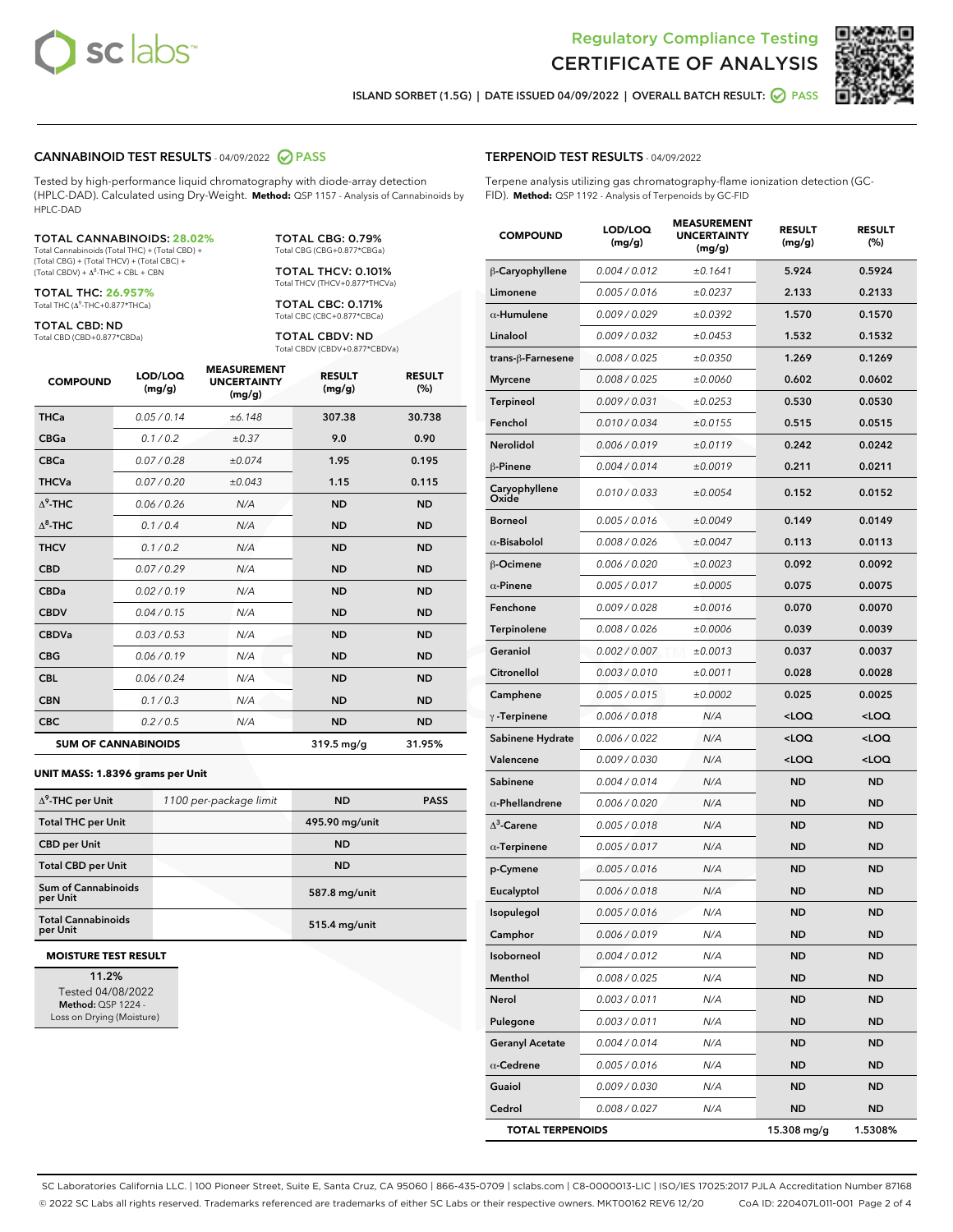Regulatory Compliance Testing
# CERTIFICATE OF ANALYSIS

ISLAND SORBET (1.5G) | DATE ISSUED 04/09/2022 | OVERALL BATCH RESULT: PASS

## CANNABINOID TEST RESULTS - 04/09/2022 PASS

Tested by high-performance liquid chromatography with diode-array detection (HPLC-DAD). Calculated using Dry-Weight. **Method:** QSP 1157 - Analysis of Cannabinoids by HPLC-DAD

**TOTAL CANNABINOIDS: 28.02%**
Total Cannabinoids (Total THC) + (Total CBD) + (Total CBG) + (Total THCV) + (Total CBC) + (Total CBDV) + $\Delta^8$-THC + CBL + CBN

**TOTAL THC: 26.957%**
Total THC ($\Delta^9$-THC+0.877*THCa)

**TOTAL CBD: ND**
Total CBD (CBD+0.877*CBDa)

**TOTAL CBG: 0.79%**
Total CBG (CBG+0.877*CBGa)

**TOTAL THCV: 0.101%**
Total THCV (THCV+0.877*THCVa)

**TOTAL CBC: 0.171%**
Total CBC (CBC+0.877*CBCa)

**TOTAL CBDV: ND**
Total CBDV (CBDV+0.877*CBDVa)

| COMPOUND | LOD/LOQ (mg/g) | MEASUREMENT UNCERTAINTY (mg/g) | RESULT (mg/g) | RESULT (%) |
|---|---|---|---|---|
| THCa | 0.05 / 0.14 | ±6.148 | 307.38 | 30.738 |
| CBGa | 0.1 / 0.2 | ±0.37 | 9.0 | 0.90 |
| CBCa | 0.07 / 0.28 | ±0.074 | 1.95 | 0.195 |
| THCVa | 0.07 / 0.20 | ±0.043 | 1.15 | 0.115 |
| $\Delta^9$-THC | 0.06 / 0.26 | N/A | ND | ND |
| $\Delta^8$-THC | 0.1 / 0.4 | N/A | ND | ND |
| THCV | 0.1 / 0.2 | N/A | ND | ND |
| CBD | 0.07 / 0.29 | N/A | ND | ND |
| CBDa | 0.02 / 0.19 | N/A | ND | ND |
| CBDV | 0.04 / 0.15 | N/A | ND | ND |
| CBDVa | 0.03 / 0.53 | N/A | ND | ND |
| CBG | 0.06 / 0.19 | N/A | ND | ND |
| CBL | 0.06 / 0.24 | N/A | ND | ND |
| CBN | 0.1 / 0.3 | N/A | ND | ND |
| CBC | 0.2 / 0.5 | N/A | ND | ND |
| **SUM OF CANNABINOIDS** | | | 319.5 mg/g | 31.95% |

### UNIT MASS: 1.8396 grams per Unit

| | | | |
|---|---|---|---|
| $\Delta^9$-THC per Unit | 1100 per-package limit | ND | PASS |
| Total THC per Unit | | 495.90 mg/unit | |
| CBD per Unit | | ND | |
| Total CBD per Unit | | ND | |
| Sum of Cannabinoids per Unit | | 587.8 mg/unit | |
| Total Cannabinoids per Unit | | 515.4 mg/unit | |

### MOISTURE TEST RESULT

11.2%
Tested 04/08/2022
**Method:** QSP 1224 - Loss on Drying (Moisture)

## TERPENOID TEST RESULTS - 04/09/2022

Terpene analysis utilizing gas chromatography-flame ionization detection (GC-FID). **Method:** QSP 1192 - Analysis of Terpenoids by GC-FID

| COMPOUND | LOD/LOQ (mg/g) | MEASUREMENT UNCERTAINTY (mg/g) | RESULT (mg/g) | RESULT (%) |
|---|---|---|---|---|
| β-Caryophyllene | 0.004 / 0.012 | ±0.1641 | 5.924 | 0.5924 |
| Limonene | 0.005 / 0.016 | ±0.0237 | 2.133 | 0.2133 |
| α-Humulene | 0.009 / 0.029 | ±0.0392 | 1.570 | 0.1570 |
| Linalool | 0.009 / 0.032 | ±0.0453 | 1.532 | 0.1532 |
| trans-β-Farnesene | 0.008 / 0.025 | ±0.0350 | 1.269 | 0.1269 |
| Myrcene | 0.008 / 0.025 | ±0.0060 | 0.602 | 0.0602 |
| Terpineol | 0.009 / 0.031 | ±0.0253 | 0.530 | 0.0530 |
| Fenchol | 0.010 / 0.034 | ±0.0155 | 0.515 | 0.0515 |
| Nerolidol | 0.006 / 0.019 | ±0.0119 | 0.242 | 0.0242 |
| β-Pinene | 0.004 / 0.014 | ±0.0019 | 0.211 | 0.0211 |
| Caryophyllene Oxide | 0.010 / 0.033 | ±0.0054 | 0.152 | 0.0152 |
| Borneol | 0.005 / 0.016 | ±0.0049 | 0.149 | 0.0149 |
| α-Bisabolol | 0.008 / 0.026 | ±0.0047 | 0.113 | 0.0113 |
| β-Ocimene | 0.006 / 0.020 | ±0.0023 | 0.092 | 0.0092 |
| α-Pinene | 0.005 / 0.017 | ±0.0005 | 0.075 | 0.0075 |
| Fenchone | 0.009 / 0.028 | ±0.0016 | 0.070 | 0.0070 |
| Terpinolene | 0.008 / 0.026 | ±0.0006 | 0.039 | 0.0039 |
| Geraniol | 0.002 / 0.007 | ±0.0013 | 0.037 | 0.0037 |
| Citronellol | 0.003 / 0.010 | ±0.0011 | 0.028 | 0.0028 |
| Camphene | 0.005 / 0.015 | ±0.0002 | 0.025 | 0.0025 |
| γ-Terpinene | 0.006 / 0.018 | N/A | <LOQ | <LOQ |
| Sabinene Hydrate | 0.006 / 0.022 | N/A | <LOQ | <LOQ |
| Valencene | 0.009 / 0.030 | N/A | <LOQ | <LOQ |
| Sabinene | 0.004 / 0.014 | N/A | ND | ND |
| α-Phellandrene | 0.006 / 0.020 | N/A | ND | ND |
| $\Delta^3$-Carene | 0.005 / 0.018 | N/A | ND | ND |
| α-Terpinene | 0.005 / 0.017 | N/A | ND | ND |
| p-Cymene | 0.005 / 0.016 | N/A | ND | ND |
| Eucalyptol | 0.006 / 0.018 | N/A | ND | ND |
| Isopulegol | 0.005 / 0.016 | N/A | ND | ND |
| Camphor | 0.006 / 0.019 | N/A | ND | ND |
| Isoborneol | 0.004 / 0.012 | N/A | ND | ND |
| Menthol | 0.008 / 0.025 | N/A | ND | ND |
| Nerol | 0.003 / 0.011 | N/A | ND | ND |
| Pulegone | 0.003 / 0.011 | N/A | ND | ND |
| Geranyl Acetate | 0.004 / 0.014 | N/A | ND | ND |
| α-Cedrene | 0.005 / 0.016 | N/A | ND | ND |
| Guaiol | 0.009 / 0.030 | N/A | ND | ND |
| Cedrol | 0.008 / 0.027 | N/A | ND | ND |
| **TOTAL TERPENOIDS** | | | 15.308 mg/g | 1.5308% |

SC Laboratories California LLC. | 100 Pioneer Street, Suite E, Santa Cruz, CA 95060 | 866-435-0709 | sclabs.com | C8-0000013-LIC | ISO/IES 17025:2017 PJLA Accreditation Number 87168
© 2022 SC Labs all rights reserved. Trademarks referenced are trademarks of either SC Labs or their respective owners. MKT00162 REV6 12/20 CoA ID: 220407L011-001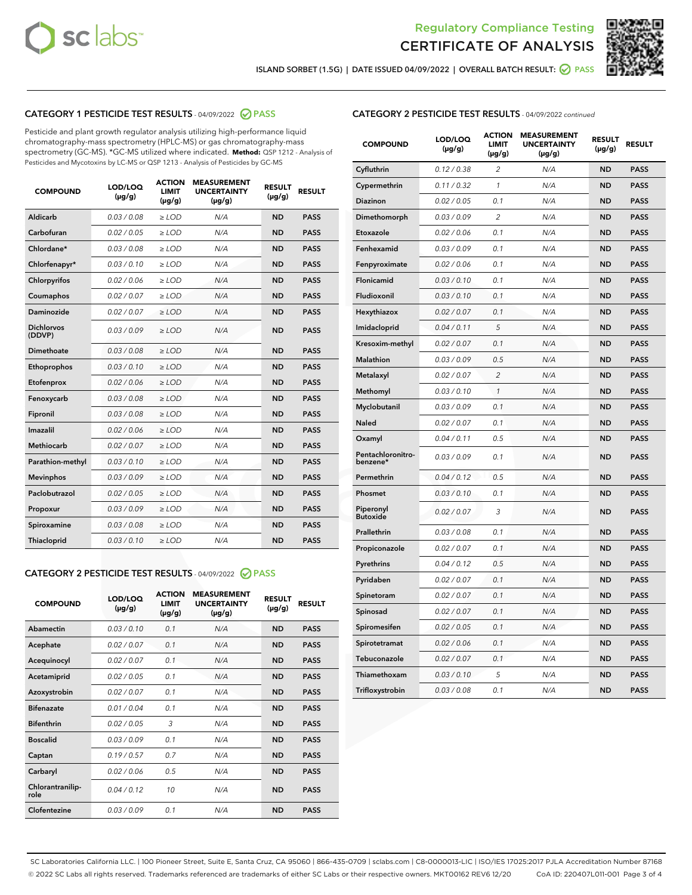Regulatory Compliance Testing

# CERTIFICATE OF ANALYSIS

ISLAND SORBET (1.5G) | DATE ISSUED 04/09/2022 | OVERALL BATCH RESULT: PASS

## CATEGORY 1 PESTICIDE TEST RESULTS - 04/09/2022 PASS

Pesticide and plant growth regulator analysis utilizing high-performance liquid chromatography-mass spectrometry (HPLC-MS) or gas chromatography-mass spectrometry (GC-MS). *GC-MS utilized where indicated. **Method:** QSP 1212 - Analysis of Pesticides and Mycotoxins by LC-MS or QSP 1213 - Analysis of Pesticides by GC-MS

| COMPOUND | LOD/LOQ (µg/g) | ACTION LIMIT (µg/g) | MEASUREMENT UNCERTAINTY (µg/g) | RESULT (µg/g) | RESULT |
|---|---|---|---|---|---|
| Aldicarb | 0.03 / 0.08 | ≥ LOD | N/A | ND | PASS |
| Carbofuran | 0.02 / 0.05 | ≥ LOD | N/A | ND | PASS |
| Chlordane* | 0.03 / 0.08 | ≥ LOD | N/A | ND | PASS |
| Chlorfenapyr* | 0.03 / 0.10 | ≥ LOD | N/A | ND | PASS |
| Chlorpyrifos | 0.02 / 0.06 | ≥ LOD | N/A | ND | PASS |
| Coumaphos | 0.02 / 0.07 | ≥ LOD | N/A | ND | PASS |
| Daminozide | 0.02 / 0.07 | ≥ LOD | N/A | ND | PASS |
| Dichlorvos (DDVP) | 0.03 / 0.09 | ≥ LOD | N/A | ND | PASS |
| Dimethoate | 0.03 / 0.08 | ≥ LOD | N/A | ND | PASS |
| Ethoprophos | 0.03 / 0.10 | ≥ LOD | N/A | ND | PASS |
| Etofenprox | 0.02 / 0.06 | ≥ LOD | N/A | ND | PASS |
| Fenoxycarb | 0.03 / 0.08 | ≥ LOD | N/A | ND | PASS |
| Fipronil | 0.03 / 0.08 | ≥ LOD | N/A | ND | PASS |
| Imazalil | 0.02 / 0.06 | ≥ LOD | N/A | ND | PASS |
| Methiocarb | 0.02 / 0.07 | ≥ LOD | N/A | ND | PASS |
| Parathion-methyl | 0.03 / 0.10 | ≥ LOD | N/A | ND | PASS |
| Mevinphos | 0.03 / 0.09 | ≥ LOD | N/A | ND | PASS |
| Paclobutrazol | 0.02 / 0.05 | ≥ LOD | N/A | ND | PASS |
| Propoxur | 0.03 / 0.09 | ≥ LOD | N/A | ND | PASS |
| Spiroxamine | 0.03 / 0.08 | ≥ LOD | N/A | ND | PASS |
| Thiacloprid | 0.03 / 0.10 | ≥ LOD | N/A | ND | PASS |

## CATEGORY 2 PESTICIDE TEST RESULTS - 04/09/2022 PASS

| COMPOUND | LOD/LOQ (µg/g) | ACTION LIMIT (µg/g) | MEASUREMENT UNCERTAINTY (µg/g) | RESULT (µg/g) | RESULT |
|---|---|---|---|---|---|
| Abamectin | 0.03 / 0.10 | 0.1 | N/A | ND | PASS |
| Acephate | 0.02 / 0.07 | 0.1 | N/A | ND | PASS |
| Acequinocyl | 0.02 / 0.07 | 0.1 | N/A | ND | PASS |
| Acetamiprid | 0.02 / 0.05 | 0.1 | N/A | ND | PASS |
| Azoxystrobin | 0.02 / 0.07 | 0.1 | N/A | ND | PASS |
| Bifenazate | 0.01 / 0.04 | 0.1 | N/A | ND | PASS |
| Bifenthrin | 0.02 / 0.05 | 3 | N/A | ND | PASS |
| Boscalid | 0.03 / 0.09 | 0.1 | N/A | ND | PASS |
| Captan | 0.19 / 0.57 | 0.7 | N/A | ND | PASS |
| Carbaryl | 0.02 / 0.06 | 0.5 | N/A | ND | PASS |
| Chlorantraniliprole | 0.04 / 0.12 | 10 | N/A | ND | PASS |
| Clofentezine | 0.03 / 0.09 | 0.1 | N/A | ND | PASS |
| Cyfluthrin | 0.12 / 0.38 | 2 | N/A | ND | PASS |
| Cypermethrin | 0.11 / 0.32 | 1 | N/A | ND | PASS |
| Diazinon | 0.02 / 0.05 | 0.1 | N/A | ND | PASS |
| Dimethomorph | 0.03 / 0.09 | 2 | N/A | ND | PASS |
| Etoxazole | 0.02 / 0.06 | 0.1 | N/A | ND | PASS |
| Fenhexamid | 0.03 / 0.09 | 0.1 | N/A | ND | PASS |
| Fenpyroximate | 0.02 / 0.06 | 0.1 | N/A | ND | PASS |
| Flonicamid | 0.03 / 0.10 | 0.1 | N/A | ND | PASS |
| Fludioxonil | 0.03 / 0.10 | 0.1 | N/A | ND | PASS |
| Hexythiazox | 0.02 / 0.07 | 0.1 | N/A | ND | PASS |
| Imidacloprid | 0.04 / 0.11 | 5 | N/A | ND | PASS |
| Kresoxim-methyl | 0.02 / 0.07 | 0.1 | N/A | ND | PASS |
| Malathion | 0.03 / 0.09 | 0.5 | N/A | ND | PASS |
| Metalaxyl | 0.02 / 0.07 | 2 | N/A | ND | PASS |
| Methomyl | 0.03 / 0.10 | 1 | N/A | ND | PASS |
| Myclobutanil | 0.03 / 0.09 | 0.1 | N/A | ND | PASS |
| Naled | 0.02 / 0.07 | 0.1 | N/A | ND | PASS |
| Oxamyl | 0.04 / 0.11 | 0.5 | N/A | ND | PASS |
| Pentachloronitrobenzene* | 0.03 / 0.09 | 0.1 | N/A | ND | PASS |
| Permethrin | 0.04 / 0.12 | 0.5 | N/A | ND | PASS |
| Phosmet | 0.03 / 0.10 | 0.1 | N/A | ND | PASS |
| Piperonyl Butoxide | 0.02 / 0.07 | 3 | N/A | ND | PASS |
| Prallethrin | 0.03 / 0.08 | 0.1 | N/A | ND | PASS |
| Propiconazole | 0.02 / 0.07 | 0.1 | N/A | ND | PASS |
| Pyrethrins | 0.04 / 0.12 | 0.5 | N/A | ND | PASS |
| Pyridaben | 0.02 / 0.07 | 0.1 | N/A | ND | PASS |
| Spinetoram | 0.02 / 0.07 | 0.1 | N/A | ND | PASS |
| Spinosad | 0.02 / 0.07 | 0.1 | N/A | ND | PASS |
| Spiromesifen | 0.02 / 0.05 | 0.1 | N/A | ND | PASS |
| Spirotetramat | 0.02 / 0.06 | 0.1 | N/A | ND | PASS |
| Tebuconazole | 0.02 / 0.07 | 0.1 | N/A | ND | PASS |
| Thiamethoxam | 0.03 / 0.10 | 5 | N/A | ND | PASS |
| Trifloxystrobin | 0.03 / 0.08 | 0.1 | N/A | ND | PASS |

SC Laboratories California LLC. | 100 Pioneer Street, Suite E, Santa Cruz, CA 95060 | 866-435-0709 | sclabs.com | C8-0000013-LIC | ISO/IES 17025:2017 PJLA Accreditation Number 87168
© 2022 SC Labs all rights reserved. Trademarks referenced are trademarks of either SC Labs or their respective owners. MKT00162 REV6 12/20 CoA ID: 220407L011-001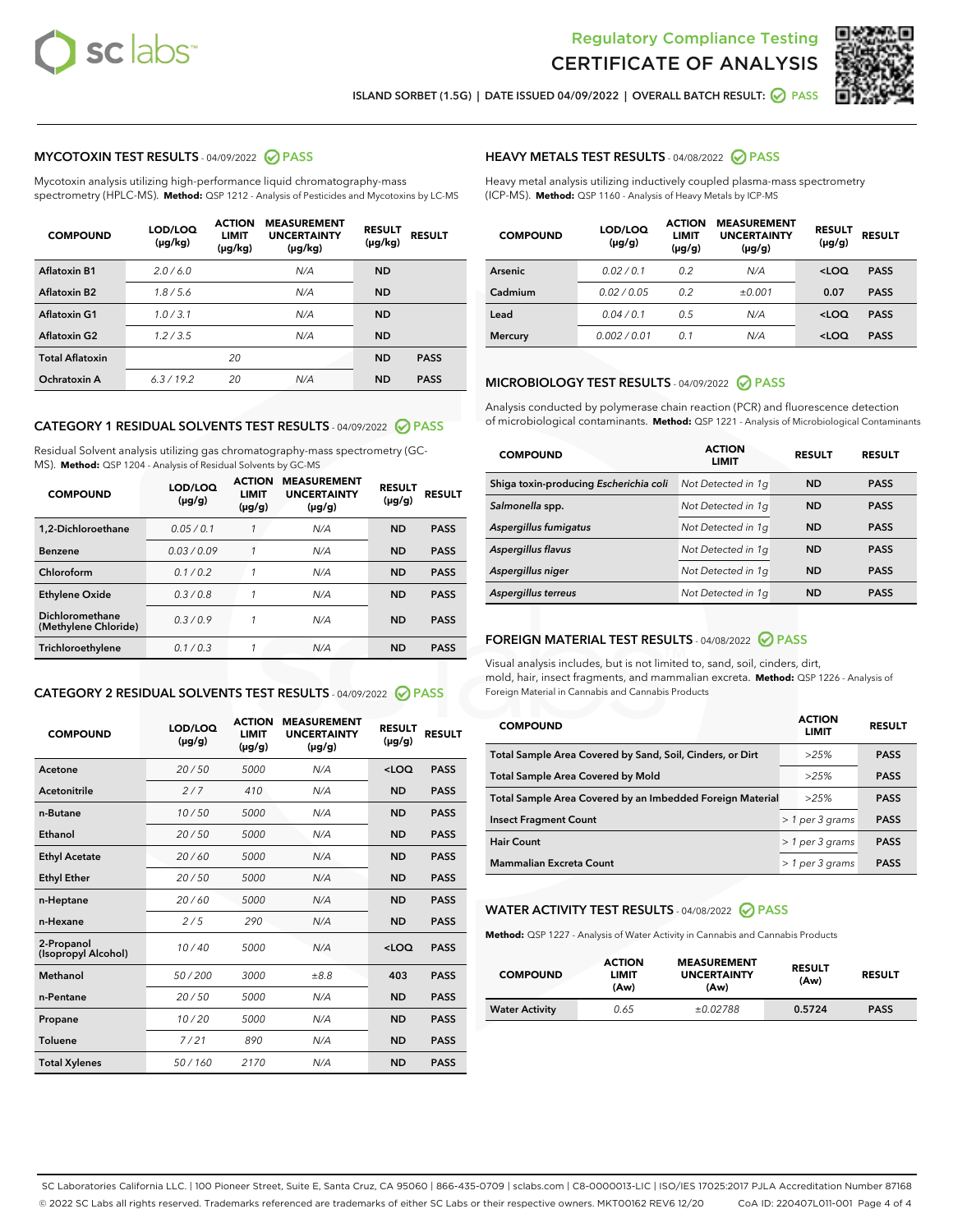Regulatory Compliance Testing

# CERTIFICATE OF ANALYSIS

ISLAND SORBET (1.5G) | DATE ISSUED 04/09/2022 | OVERALL BATCH RESULT: PASS

## MYCOTOXIN TEST RESULTS - 04/09/2022 PASS

Mycotoxin analysis utilizing high-performance liquid chromatography-mass spectrometry (HPLC-MS). **Method:** QSP 1212 - Analysis of Pesticides and Mycotoxins by LC-MS

| COMPOUND | LOD/LOQ (µg/kg) | ACTION LIMIT (µg/kg) | MEASUREMENT UNCERTAINTY (µg/kg) | RESULT (µg/kg) | RESULT |
|---|---|---|---|---|---|
| Aflatoxin B1 | 2.0 / 6.0 | | N/A | ND | |
| Aflatoxin B2 | 1.8 / 5.6 | | N/A | ND | |
| Aflatoxin G1 | 1.0 / 3.1 | | N/A | ND | |
| Aflatoxin G2 | 1.2 / 3.5 | | N/A | ND | |
| Total Aflatoxin | | 20 | | ND | PASS |
| Ochratoxin A | 6.3 / 19.2 | 20 | N/A | ND | PASS |

## CATEGORY 1 RESIDUAL SOLVENTS TEST RESULTS - 04/09/2022 PASS

Residual Solvent analysis utilizing gas chromatography-mass spectrometry (GC-MS). **Method:** QSP 1204 - Analysis of Residual Solvents by GC-MS

| COMPOUND | LOD/LOQ (µg/g) | ACTION LIMIT (µg/g) | MEASUREMENT UNCERTAINTY (µg/g) | RESULT (µg/g) | RESULT |
|---|---|---|---|---|---|
| 1,2-Dichloroethane | 0.05 / 0.1 | 1 | N/A | ND | PASS |
| Benzene | 0.03 / 0.09 | 1 | N/A | ND | PASS |
| Chloroform | 0.1 / 0.2 | 1 | N/A | ND | PASS |
| Ethylene Oxide | 0.3 / 0.8 | 1 | N/A | ND | PASS |
| Dichloromethane (Methylene Chloride) | 0.3 / 0.9 | 1 | N/A | ND | PASS |
| Trichloroethylene | 0.1 / 0.3 | 1 | N/A | ND | PASS |

## CATEGORY 2 RESIDUAL SOLVENTS TEST RESULTS - 04/09/2022 PASS

| COMPOUND | LOD/LOQ (µg/g) | ACTION LIMIT (µg/g) | MEASUREMENT UNCERTAINTY (µg/g) | RESULT (µg/g) | RESULT |
|---|---|---|---|---|---|
| Acetone | 20 / 50 | 5000 | N/A | <LOQ | PASS |
| Acetonitrile | 2 / 7 | 410 | N/A | ND | PASS |
| n-Butane | 10 / 50 | 5000 | N/A | ND | PASS |
| Ethanol | 20 / 50 | 5000 | N/A | ND | PASS |
| Ethyl Acetate | 20 / 60 | 5000 | N/A | ND | PASS |
| Ethyl Ether | 20 / 50 | 5000 | N/A | ND | PASS |
| n-Heptane | 20 / 60 | 5000 | N/A | ND | PASS |
| n-Hexane | 2 / 5 | 290 | N/A | ND | PASS |
| 2-Propanol (Isopropyl Alcohol) | 10 / 40 | 5000 | N/A | <LOQ | PASS |
| Methanol | 50 / 200 | 3000 | ±8.8 | 403 | PASS |
| n-Pentane | 20 / 50 | 5000 | N/A | ND | PASS |
| Propane | 10 / 20 | 5000 | N/A | ND | PASS |
| Toluene | 7 / 21 | 890 | N/A | ND | PASS |
| Total Xylenes | 50 / 160 | 2170 | N/A | ND | PASS |

## HEAVY METALS TEST RESULTS - 04/08/2022 PASS

Heavy metal analysis utilizing inductively coupled plasma-mass spectrometry (ICP-MS). **Method:** QSP 1160 - Analysis of Heavy Metals by ICP-MS

| COMPOUND | LOD/LOQ (µg/g) | ACTION LIMIT (µg/g) | MEASUREMENT UNCERTAINTY (µg/g) | RESULT (µg/g) | RESULT |
|---|---|---|---|---|---|
| Arsenic | 0.02 / 0.1 | 0.2 | N/A | <LOQ | PASS |
| Cadmium | 0.02 / 0.05 | 0.2 | ±0.001 | 0.07 | PASS |
| Lead | 0.04 / 0.1 | 0.5 | N/A | <LOQ | PASS |
| Mercury | 0.002 / 0.01 | 0.1 | N/A | <LOQ | PASS |

## MICROBIOLOGY TEST RESULTS - 04/09/2022 PASS

Analysis conducted by polymerase chain reaction (PCR) and fluorescence detection of microbiological contaminants. **Method:** QSP 1221 - Analysis of Microbiological Contaminants

| COMPOUND | ACTION LIMIT | RESULT | RESULT |
|---|---|---|---|
| Shiga toxin-producing *Escherichia coli* | Not Detected in 1g | ND | PASS |
| *Salmonella* spp. | Not Detected in 1g | ND | PASS |
| *Aspergillus fumigatus* | Not Detected in 1g | ND | PASS |
| *Aspergillus flavus* | Not Detected in 1g | ND | PASS |
| *Aspergillus niger* | Not Detected in 1g | ND | PASS |
| *Aspergillus terreus* | Not Detected in 1g | ND | PASS |

## FOREIGN MATERIAL TEST RESULTS - 04/08/2022 PASS

Visual analysis includes, but is not limited to, sand, soil, cinders, dirt, mold, hair, insect fragments, and mammalian excreta. **Method:** QSP 1226 - Analysis of Foreign Material in Cannabis and Cannabis Products

| COMPOUND | ACTION LIMIT | RESULT |
|---|---|---|
| Total Sample Area Covered by Sand, Soil, Cinders, or Dirt | >25% | PASS |
| Total Sample Area Covered by Mold | >25% | PASS |
| Total Sample Area Covered by an Imbedded Foreign Material | >25% | PASS |
| Insect Fragment Count | > 1 per 3 grams | PASS |
| Hair Count | > 1 per 3 grams | PASS |
| Mammalian Excreta Count | > 1 per 3 grams | PASS |

## WATER ACTIVITY TEST RESULTS - 04/08/2022 PASS

**Method:** QSP 1227 - Analysis of Water Activity in Cannabis and Cannabis Products

| COMPOUND | ACTION LIMIT (Aw) | MEASUREMENT UNCERTAINTY (Aw) | RESULT (Aw) | RESULT |
|---|---|---|---|---|
| Water Activity | 0.65 | ±0.02788 | 0.5724 | PASS |

SC Laboratories California LLC. | 100 Pioneer Street, Suite E, Santa Cruz, CA 95060 | 866-435-0709 | sclabs.com | C8-0000013-LIC | ISO/IES 17025:2017 PJLA Accreditation Number 87168
© 2022 SC Labs all rights reserved. Trademarks referenced are trademarks of either SC Labs or their respective owners. MKT00162 REV6 12/20 CoA ID: 220407L011-001